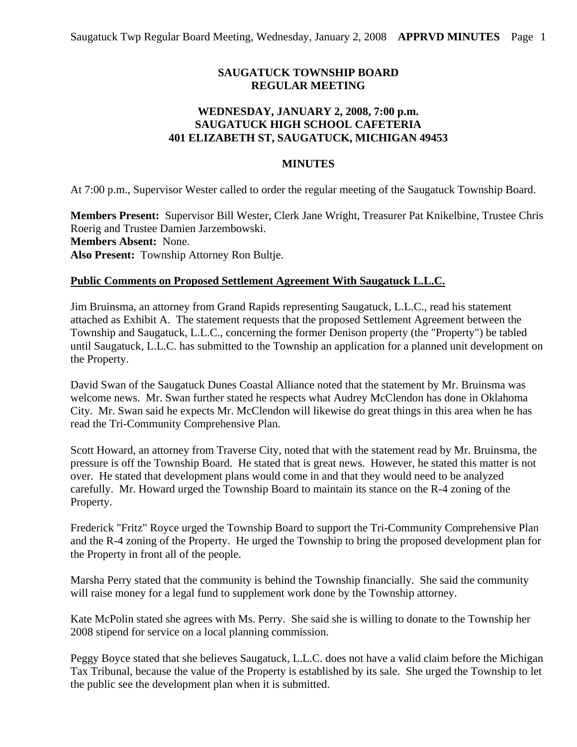**SAUGATUCK TOWNSHIP BOARD**
**REGULAR MEETING**

**WEDNESDAY, JANUARY 2, 2008, 7:00 p.m.**
**SAUGATUCK HIGH SCHOOL CAFETERIA**
**401 ELIZABETH ST, SAUGATUCK, MICHIGAN 49453**

**MINUTES**

At 7:00 p.m., Supervisor Wester called to order the regular meeting of the Saugatuck Township Board.

**Members Present:** Supervisor Bill Wester, Clerk Jane Wright, Treasurer Pat Knikelbine, Trustee Chris Roerig and Trustee Damien Jarzembowski.
**Members Absent:** None.
**Also Present:** Township Attorney Ron Bultje.

**Public Comments on Proposed Settlement Agreement With Saugatuck L.L.C.**

Jim Bruinsma, an attorney from Grand Rapids representing Saugatuck, L.L.C., read his statement attached as Exhibit A. The statement requests that the proposed Settlement Agreement between the Township and Saugatuck, L.L.C., concerning the former Denison property (the "Property") be tabled until Saugatuck, L.L.C. has submitted to the Township an application for a planned unit development on the Property.

David Swan of the Saugatuck Dunes Coastal Alliance noted that the statement by Mr. Bruinsma was welcome news. Mr. Swan further stated he respects what Audrey McClendon has done in Oklahoma City. Mr. Swan said he expects Mr. McClendon will likewise do great things in this area when he has read the Tri-Community Comprehensive Plan.

Scott Howard, an attorney from Traverse City, noted that with the statement read by Mr. Bruinsma, the pressure is off the Township Board. He stated that is great news. However, he stated this matter is not over. He stated that development plans would come in and that they would need to be analyzed carefully. Mr. Howard urged the Township Board to maintain its stance on the R-4 zoning of the Property.

Frederick "Fritz" Royce urged the Township Board to support the Tri-Community Comprehensive Plan and the R-4 zoning of the Property. He urged the Township to bring the proposed development plan for the Property in front all of the people.

Marsha Perry stated that the community is behind the Township financially. She said the community will raise money for a legal fund to supplement work done by the Township attorney.

Kate McPolin stated she agrees with Ms. Perry. She said she is willing to donate to the Township her 2008 stipend for service on a local planning commission.

Peggy Boyce stated that she believes Saugatuck, L.L.C. does not have a valid claim before the Michigan Tax Tribunal, because the value of the Property is established by its sale. She urged the Township to let the public see the development plan when it is submitted.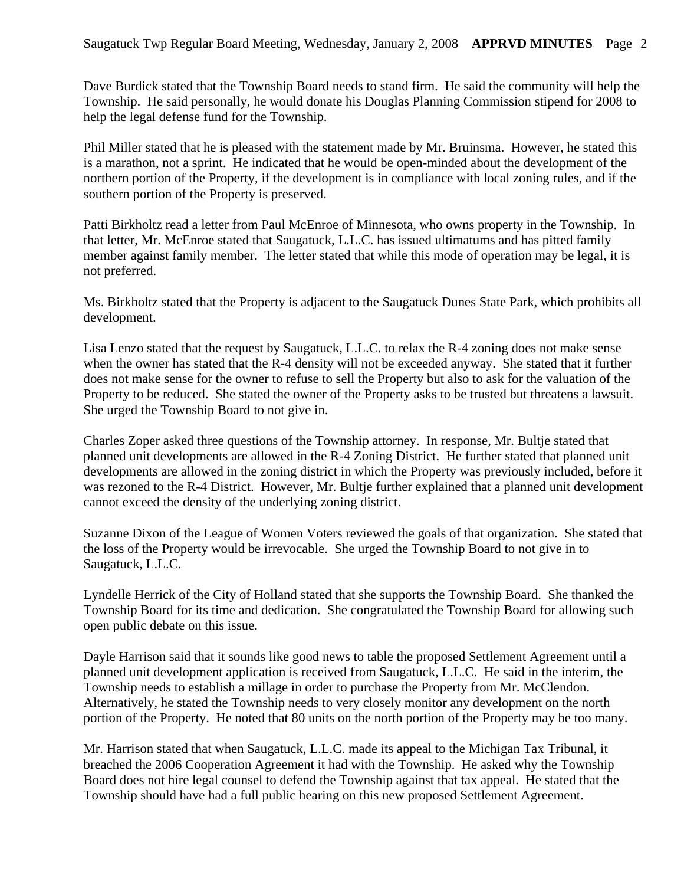Dave Burdick stated that the Township Board needs to stand firm. He said the community will help the Township. He said personally, he would donate his Douglas Planning Commission stipend for 2008 to help the legal defense fund for the Township.

Phil Miller stated that he is pleased with the statement made by Mr. Bruinsma. However, he stated this is a marathon, not a sprint. He indicated that he would be open-minded about the development of the northern portion of the Property, if the development is in compliance with local zoning rules, and if the southern portion of the Property is preserved.

Patti Birkholtz read a letter from Paul McEnroe of Minnesota, who owns property in the Township. In that letter, Mr. McEnroe stated that Saugatuck, L.L.C. has issued ultimatums and has pitted family member against family member. The letter stated that while this mode of operation may be legal, it is not preferred.

Ms. Birkholtz stated that the Property is adjacent to the Saugatuck Dunes State Park, which prohibits all development.

Lisa Lenzo stated that the request by Saugatuck, L.L.C. to relax the R-4 zoning does not make sense when the owner has stated that the R-4 density will not be exceeded anyway. She stated that it further does not make sense for the owner to refuse to sell the Property but also to ask for the valuation of the Property to be reduced. She stated the owner of the Property asks to be trusted but threatens a lawsuit. She urged the Township Board to not give in.

Charles Zoper asked three questions of the Township attorney. In response, Mr. Bultje stated that planned unit developments are allowed in the R-4 Zoning District. He further stated that planned unit developments are allowed in the zoning district in which the Property was previously included, before it was rezoned to the R-4 District. However, Mr. Bultje further explained that a planned unit development cannot exceed the density of the underlying zoning district.

Suzanne Dixon of the League of Women Voters reviewed the goals of that organization. She stated that the loss of the Property would be irrevocable. She urged the Township Board to not give in to Saugatuck, L.L.C.

Lyndelle Herrick of the City of Holland stated that she supports the Township Board. She thanked the Township Board for its time and dedication. She congratulated the Township Board for allowing such open public debate on this issue.

Dayle Harrison said that it sounds like good news to table the proposed Settlement Agreement until a planned unit development application is received from Saugatuck, L.L.C. He said in the interim, the Township needs to establish a millage in order to purchase the Property from Mr. McClendon. Alternatively, he stated the Township needs to very closely monitor any development on the north portion of the Property. He noted that 80 units on the north portion of the Property may be too many.

Mr. Harrison stated that when Saugatuck, L.L.C. made its appeal to the Michigan Tax Tribunal, it breached the 2006 Cooperation Agreement it had with the Township. He asked why the Township Board does not hire legal counsel to defend the Township against that tax appeal. He stated that the Township should have had a full public hearing on this new proposed Settlement Agreement.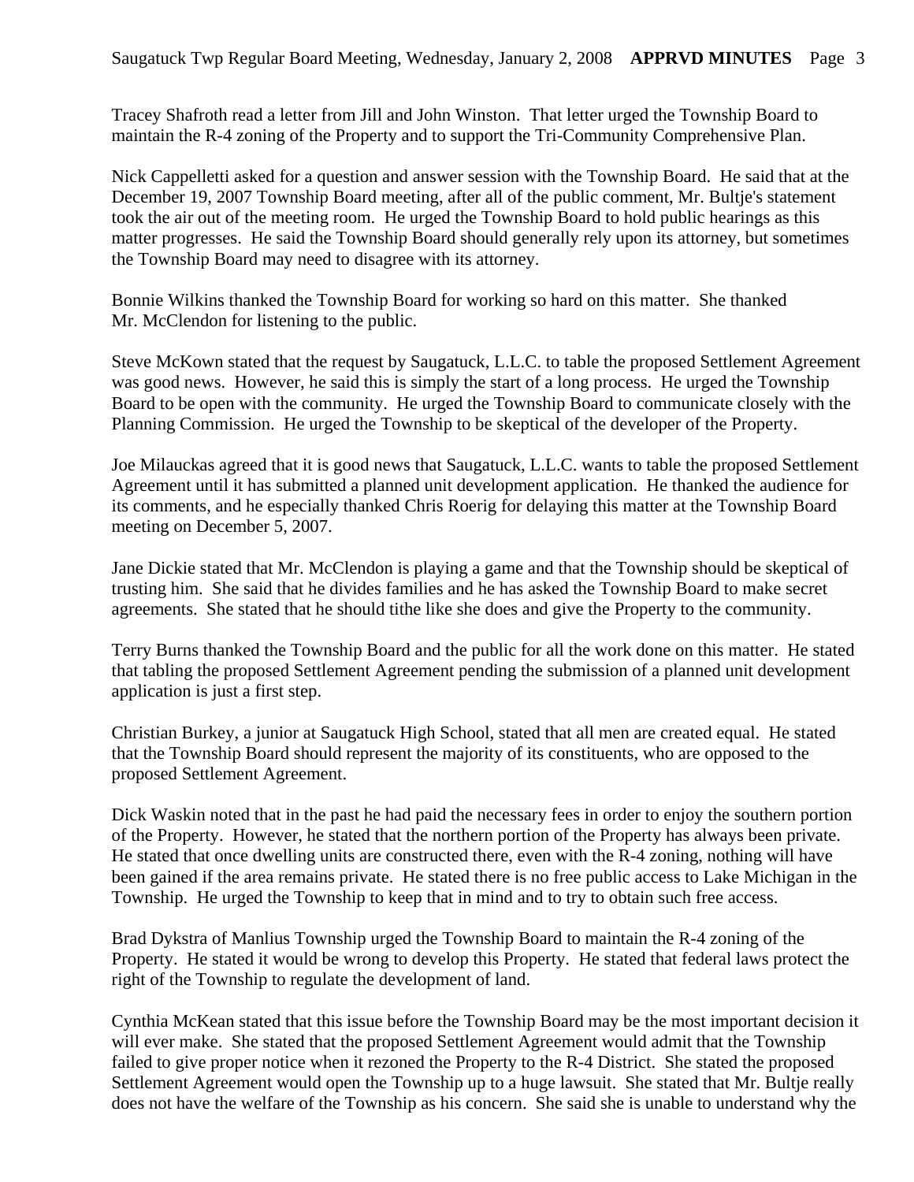Tracey Shafroth read a letter from Jill and John Winston. That letter urged the Township Board to maintain the R-4 zoning of the Property and to support the Tri-Community Comprehensive Plan.

Nick Cappelletti asked for a question and answer session with the Township Board. He said that at the December 19, 2007 Township Board meeting, after all of the public comment, Mr. Bultje's statement took the air out of the meeting room. He urged the Township Board to hold public hearings as this matter progresses. He said the Township Board should generally rely upon its attorney, but sometimes the Township Board may need to disagree with its attorney.

Bonnie Wilkins thanked the Township Board for working so hard on this matter. She thanked Mr. McClendon for listening to the public.

Steve McKown stated that the request by Saugatuck, L.L.C. to table the proposed Settlement Agreement was good news. However, he said this is simply the start of a long process. He urged the Township Board to be open with the community. He urged the Township Board to communicate closely with the Planning Commission. He urged the Township to be skeptical of the developer of the Property.

Joe Milauckas agreed that it is good news that Saugatuck, L.L.C. wants to table the proposed Settlement Agreement until it has submitted a planned unit development application. He thanked the audience for its comments, and he especially thanked Chris Roerig for delaying this matter at the Township Board meeting on December 5, 2007.

Jane Dickie stated that Mr. McClendon is playing a game and that the Township should be skeptical of trusting him. She said that he divides families and he has asked the Township Board to make secret agreements. She stated that he should tithe like she does and give the Property to the community.

Terry Burns thanked the Township Board and the public for all the work done on this matter. He stated that tabling the proposed Settlement Agreement pending the submission of a planned unit development application is just a first step.

Christian Burkey, a junior at Saugatuck High School, stated that all men are created equal. He stated that the Township Board should represent the majority of its constituents, who are opposed to the proposed Settlement Agreement.

Dick Waskin noted that in the past he had paid the necessary fees in order to enjoy the southern portion of the Property. However, he stated that the northern portion of the Property has always been private. He stated that once dwelling units are constructed there, even with the R-4 zoning, nothing will have been gained if the area remains private. He stated there is no free public access to Lake Michigan in the Township. He urged the Township to keep that in mind and to try to obtain such free access.

Brad Dykstra of Manlius Township urged the Township Board to maintain the R-4 zoning of the Property. He stated it would be wrong to develop this Property. He stated that federal laws protect the right of the Township to regulate the development of land.

Cynthia McKean stated that this issue before the Township Board may be the most important decision it will ever make. She stated that the proposed Settlement Agreement would admit that the Township failed to give proper notice when it rezoned the Property to the R-4 District. She stated the proposed Settlement Agreement would open the Township up to a huge lawsuit. She stated that Mr. Bultje really does not have the welfare of the Township as his concern. She said she is unable to understand why the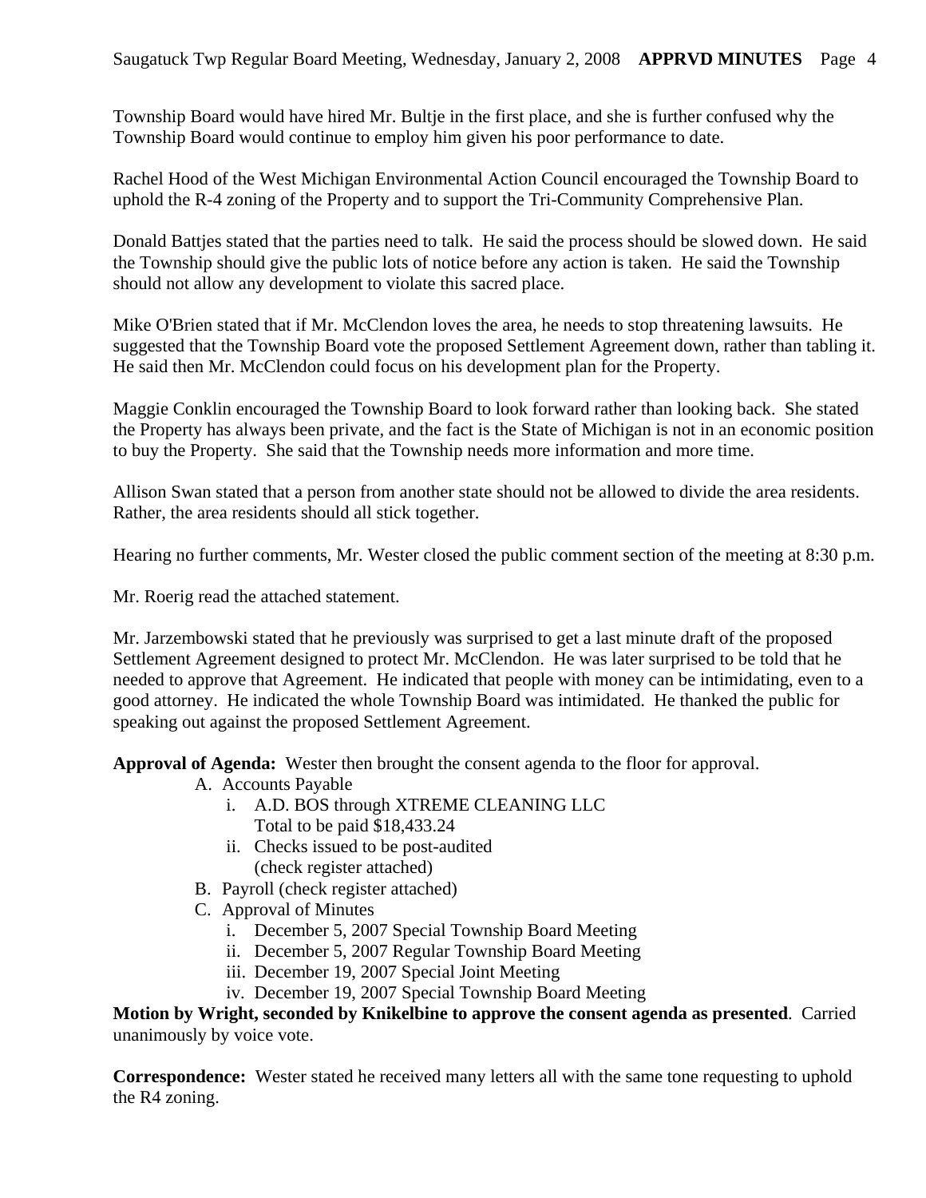Township Board would have hired Mr. Bultje in the first place, and she is further confused why the Township Board would continue to employ him given his poor performance to date.

Rachel Hood of the West Michigan Environmental Action Council encouraged the Township Board to uphold the R-4 zoning of the Property and to support the Tri-Community Comprehensive Plan.

Donald Battjes stated that the parties need to talk. He said the process should be slowed down. He said the Township should give the public lots of notice before any action is taken. He said the Township should not allow any development to violate this sacred place.

Mike O'Brien stated that if Mr. McClendon loves the area, he needs to stop threatening lawsuits. He suggested that the Township Board vote the proposed Settlement Agreement down, rather than tabling it. He said then Mr. McClendon could focus on his development plan for the Property.

Maggie Conklin encouraged the Township Board to look forward rather than looking back. She stated the Property has always been private, and the fact is the State of Michigan is not in an economic position to buy the Property. She said that the Township needs more information and more time.

Allison Swan stated that a person from another state should not be allowed to divide the area residents. Rather, the area residents should all stick together.

Hearing no further comments, Mr. Wester closed the public comment section of the meeting at 8:30 p.m.

Mr. Roerig read the attached statement.

Mr. Jarzembowski stated that he previously was surprised to get a last minute draft of the proposed Settlement Agreement designed to protect Mr. McClendon. He was later surprised to be told that he needed to approve that Agreement. He indicated that people with money can be intimidating, even to a good attorney. He indicated the whole Township Board was intimidated. He thanked the public for speaking out against the proposed Settlement Agreement.

**Approval of Agenda:** Wester then brought the consent agenda to the floor for approval.

- A. Accounts Payable
  - i. A.D. BOS through XTREME CLEANING LLC
    Total to be paid $18,433.24
  - ii. Checks issued to be post-audited
    (check register attached)
- B. Payroll (check register attached)
- C. Approval of Minutes
  - i. December 5, 2007 Special Township Board Meeting
  - ii. December 5, 2007 Regular Township Board Meeting
  - iii. December 19, 2007 Special Joint Meeting
  - iv. December 19, 2007 Special Township Board Meeting

**Motion by Wright, seconded by Knikelbine to approve the consent agenda as presented**. Carried unanimously by voice vote.

**Correspondence:** Wester stated he received many letters all with the same tone requesting to uphold the R4 zoning.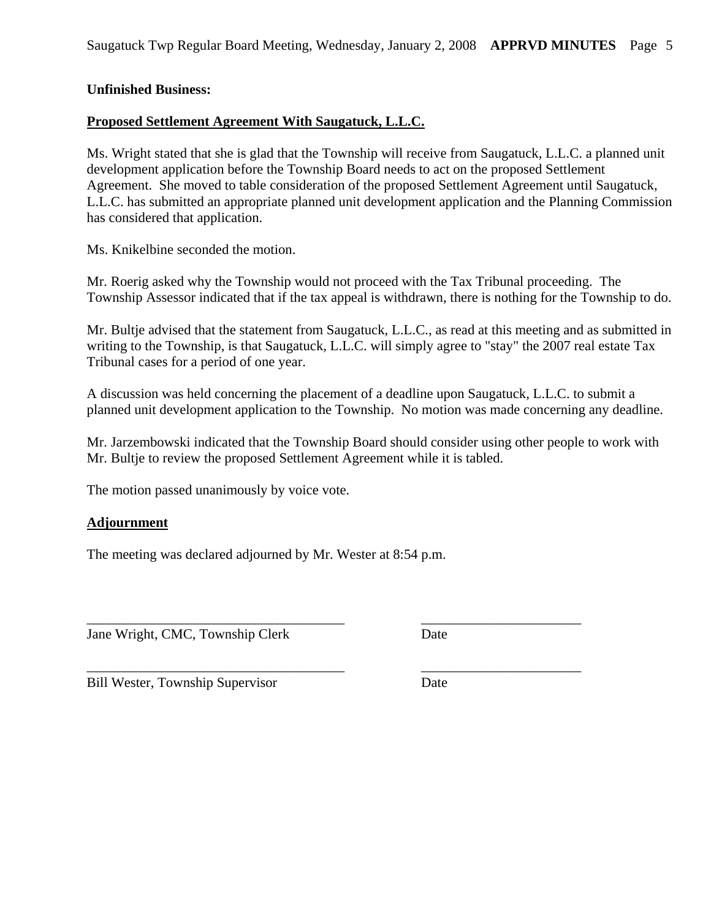**Unfinished Business:**

**Proposed Settlement Agreement With Saugatuck, L.L.C.**

Ms. Wright stated that she is glad that the Township will receive from Saugatuck, L.L.C. a planned unit development application before the Township Board needs to act on the proposed Settlement Agreement. She moved to table consideration of the proposed Settlement Agreement until Saugatuck, L.L.C. has submitted an appropriate planned unit development application and the Planning Commission has considered that application.

Ms. Knikelbine seconded the motion.

Mr. Roerig asked why the Township would not proceed with the Tax Tribunal proceeding. The Township Assessor indicated that if the tax appeal is withdrawn, there is nothing for the Township to do.

Mr. Bultje advised that the statement from Saugatuck, L.L.C., as read at this meeting and as submitted in writing to the Township, is that Saugatuck, L.L.C. will simply agree to "stay" the 2007 real estate Tax Tribunal cases for a period of one year.

A discussion was held concerning the placement of a deadline upon Saugatuck, L.L.C. to submit a planned unit development application to the Township. No motion was made concerning any deadline.

Mr. Jarzembowski indicated that the Township Board should consider using other people to work with Mr. Bultje to review the proposed Settlement Agreement while it is tabled.

The motion passed unanimously by voice vote.

**Adjournment**

The meeting was declared adjourned by Mr. Wester at 8:54 p.m.

______________________________________ ________________________

Jane Wright, CMC, Township Clerk Date

______________________________________ ________________________

Bill Wester, Township Supervisor Date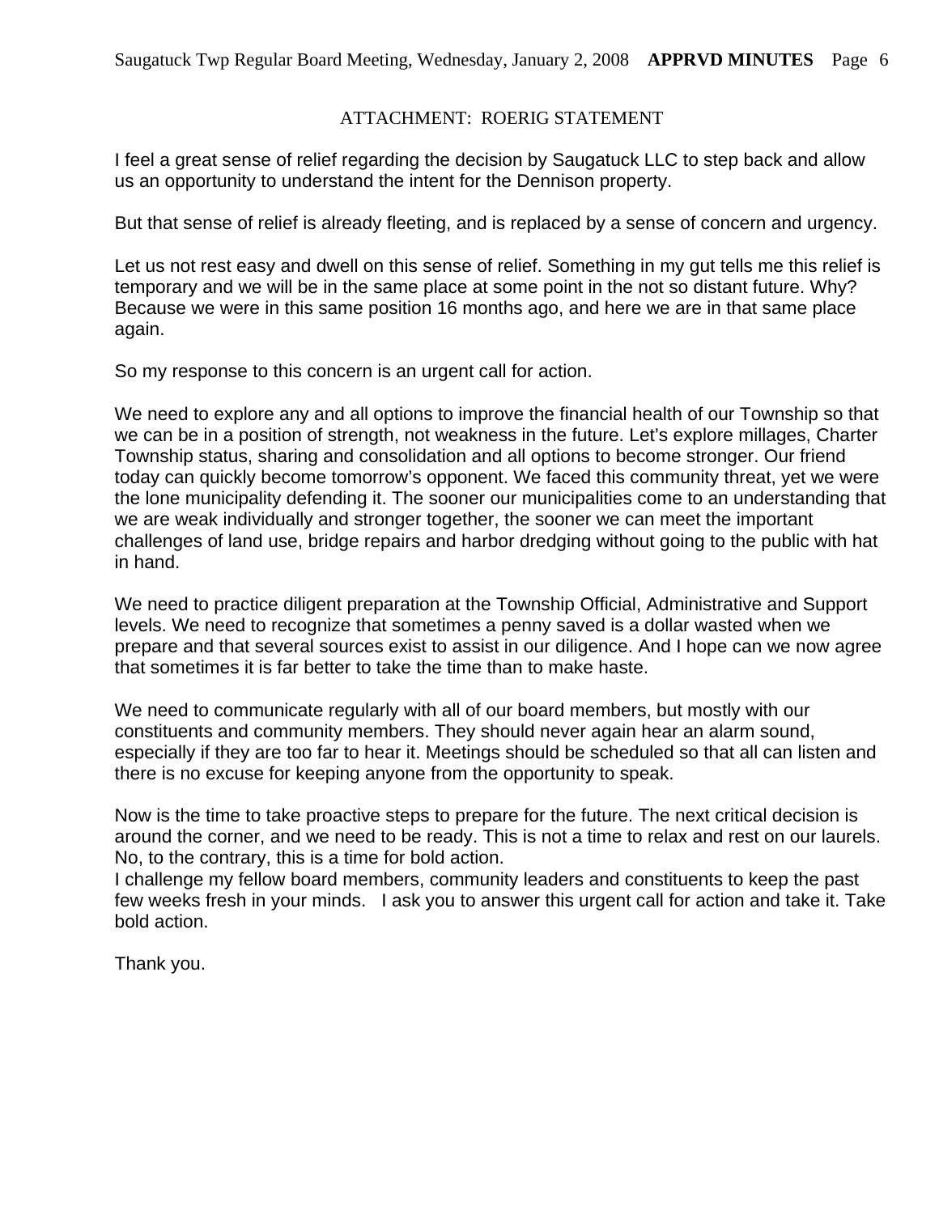## ATTACHMENT: ROERIG STATEMENT

I feel a great sense of relief regarding the decision by Saugatuck LLC to step back and allow us an opportunity to understand the intent for the Dennison property.

But that sense of relief is already fleeting, and is replaced by a sense of concern and urgency.

Let us not rest easy and dwell on this sense of relief. Something in my gut tells me this relief is temporary and we will be in the same place at some point in the not so distant future. Why? Because we were in this same position 16 months ago, and here we are in that same place again.

So my response to this concern is an urgent call for action.

We need to explore any and all options to improve the financial health of our Township so that we can be in a position of strength, not weakness in the future. Let's explore millages, Charter Township status, sharing and consolidation and all options to become stronger. Our friend today can quickly become tomorrow's opponent. We faced this community threat, yet we were the lone municipality defending it. The sooner our municipalities come to an understanding that we are weak individually and stronger together, the sooner we can meet the important challenges of land use, bridge repairs and harbor dredging without going to the public with hat in hand.

We need to practice diligent preparation at the Township Official, Administrative and Support levels. We need to recognize that sometimes a penny saved is a dollar wasted when we prepare and that several sources exist to assist in our diligence. And I hope can we now agree that sometimes it is far better to take the time than to make haste.

We need to communicate regularly with all of our board members, but mostly with our constituents and community members. They should never again hear an alarm sound, especially if they are too far to hear it. Meetings should be scheduled so that all can listen and there is no excuse for keeping anyone from the opportunity to speak.

Now is the time to take proactive steps to prepare for the future. The next critical decision is around the corner, and we need to be ready. This is not a time to relax and rest on our laurels. No, to the contrary, this is a time for bold action.
I challenge my fellow board members, community leaders and constituents to keep the past few weeks fresh in your minds. I ask you to answer this urgent call for action and take it. Take bold action.

Thank you.